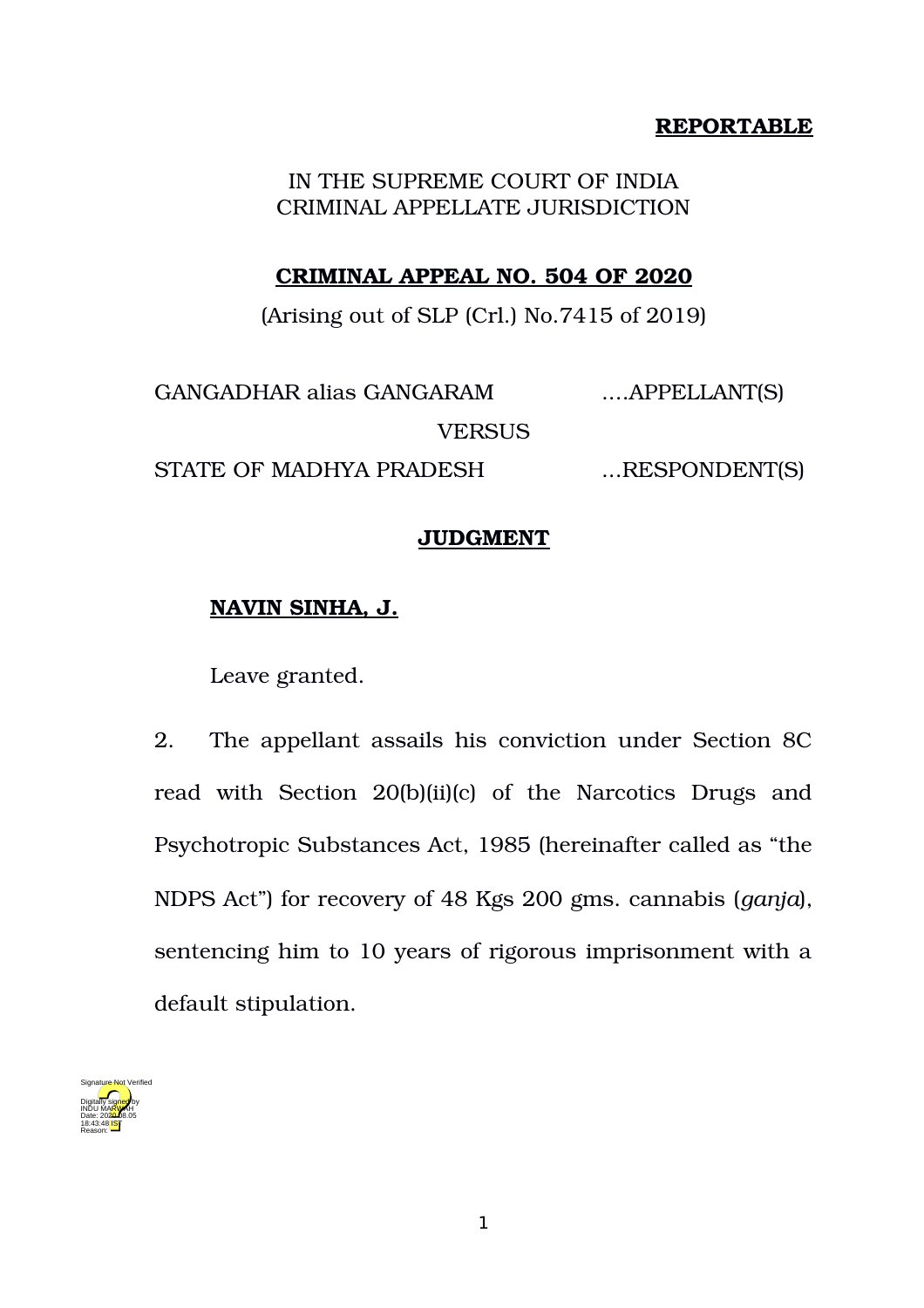**REPORTABLE**

IN THE SUPREME COURT OF INDIA
CRIMINAL APPELLATE JURISDICTION

**CRIMINAL APPEAL NO. 504 OF 2020**

(Arising out of SLP (Crl.) No.7415 of 2019)

GANGADHAR alias GANGARAM ….APPELLANT(S)

VERSUS

STATE OF MADHYA PRADESH ...RESPONDENT(S)

**JUDGMENT**

**NAVIN SINHA, J.**

Leave granted.

2. The appellant assails his conviction under Section 8C read with Section 20(b)(ii)(c) of the Narcotics Drugs and Psychotropic Substances Act, 1985 (hereinafter called as "the NDPS Act") for recovery of 48 Kgs 200 gms. cannabis (*ganja*), sentencing him to 10 years of rigorous imprisonment with a default stipulation.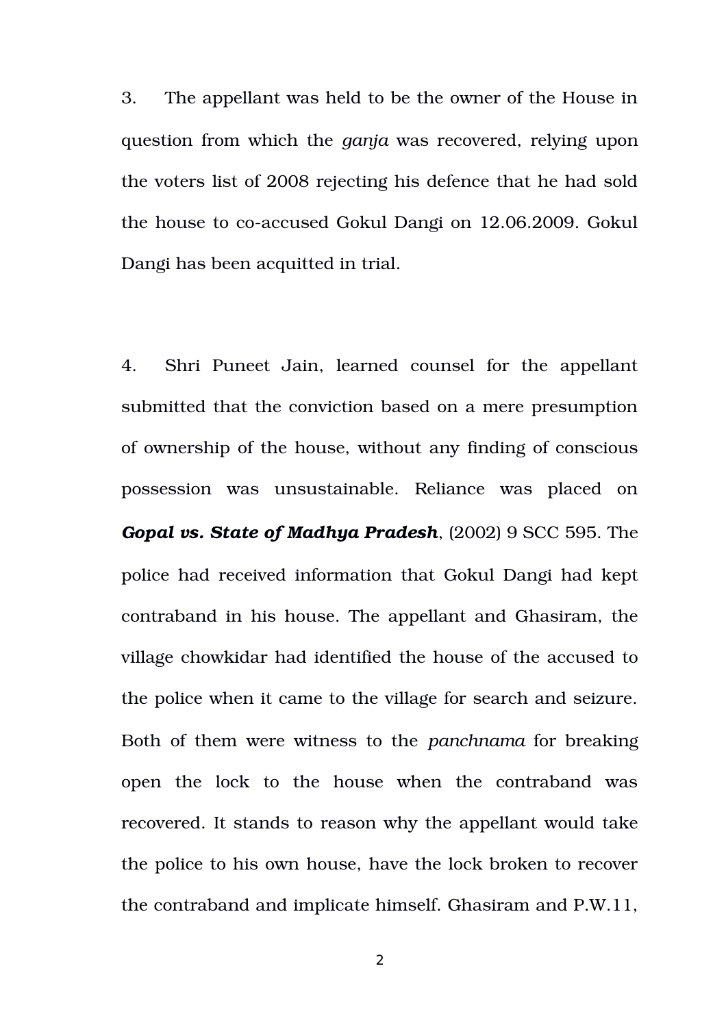3. The appellant was held to be the owner of the House in question from which the *ganja* was recovered, relying upon the voters list of 2008 rejecting his defence that he had sold the house to co-accused Gokul Dangi on 12.06.2009. Gokul Dangi has been acquitted in trial.

4. Shri Puneet Jain, learned counsel for the appellant submitted that the conviction based on a mere presumption of ownership of the house, without any finding of conscious possession was unsustainable. Reliance was placed on ***Gopal vs. State of Madhya Pradesh***, (2002) 9 SCC 595. The police had received information that Gokul Dangi had kept contraband in his house. The appellant and Ghasiram, the village chowkidar had identified the house of the accused to the police when it came to the village for search and seizure. Both of them were witness to the *panchnama* for breaking open the lock to the house when the contraband was recovered. It stands to reason why the appellant would take the police to his own house, have the lock broken to recover the contraband and implicate himself. Ghasiram and P.W.11,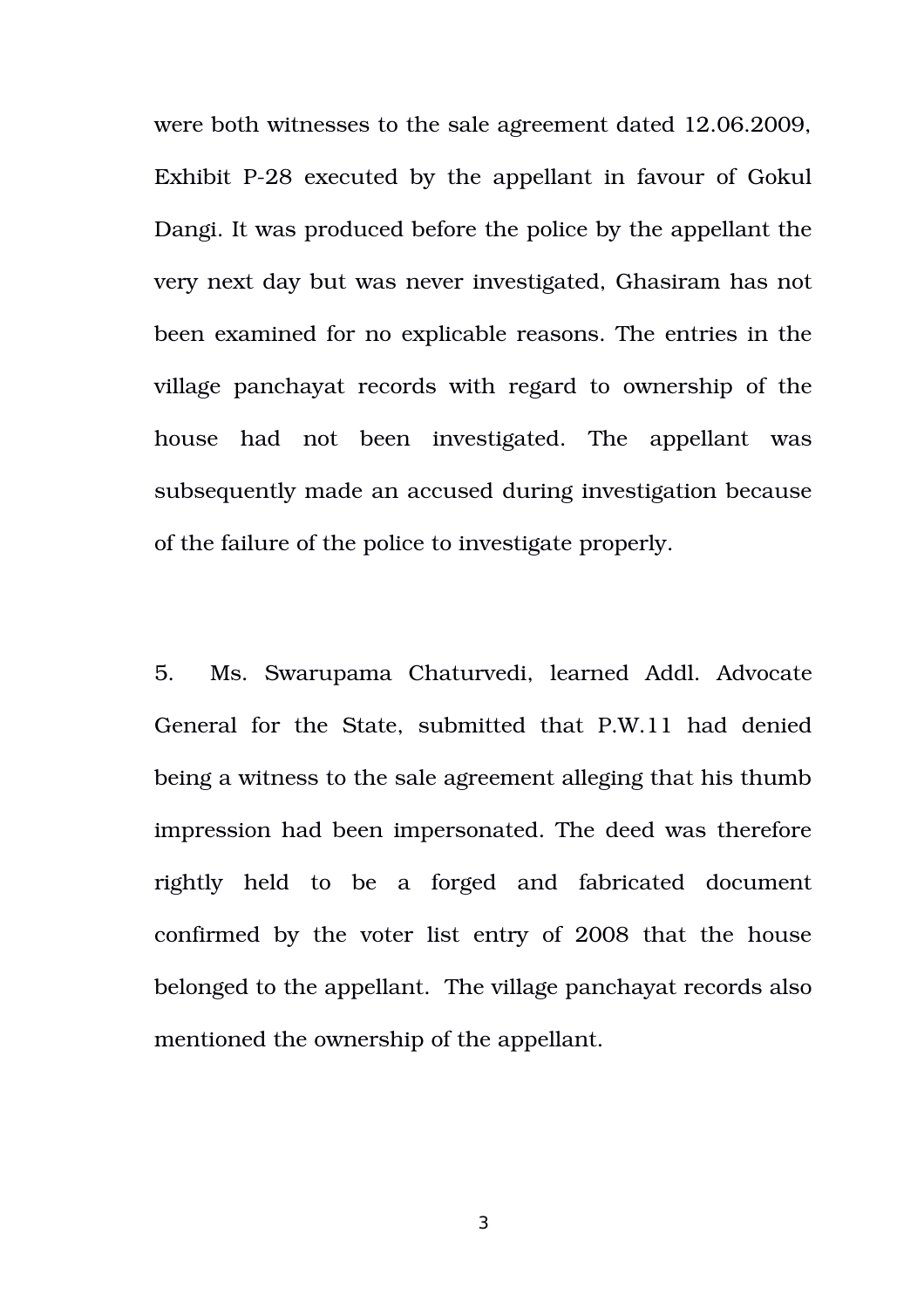were both witnesses to the sale agreement dated 12.06.2009, Exhibit P-28 executed by the appellant in favour of Gokul Dangi. It was produced before the police by the appellant the very next day but was never investigated, Ghasiram has not been examined for no explicable reasons. The entries in the village panchayat records with regard to ownership of the house had not been investigated. The appellant was subsequently made an accused during investigation because of the failure of the police to investigate properly.

5. Ms. Swarupama Chaturvedi, learned Addl. Advocate General for the State, submitted that P.W.11 had denied being a witness to the sale agreement alleging that his thumb impression had been impersonated. The deed was therefore rightly held to be a forged and fabricated document confirmed by the voter list entry of 2008 that the house belonged to the appellant. The village panchayat records also mentioned the ownership of the appellant.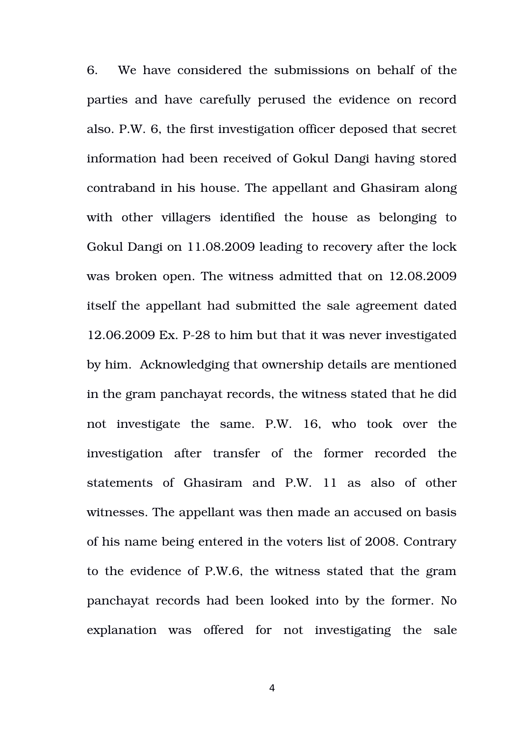6. We have considered the submissions on behalf of the parties and have carefully perused the evidence on record also. P.W. 6, the first investigation officer deposed that secret information had been received of Gokul Dangi having stored contraband in his house. The appellant and Ghasiram along with other villagers identified the house as belonging to Gokul Dangi on 11.08.2009 leading to recovery after the lock was broken open. The witness admitted that on 12.08.2009 itself the appellant had submitted the sale agreement dated 12.06.2009 Ex. P-28 to him but that it was never investigated by him. Acknowledging that ownership details are mentioned in the gram panchayat records, the witness stated that he did not investigate the same. P.W. 16, who took over the investigation after transfer of the former recorded the statements of Ghasiram and P.W. 11 as also of other witnesses. The appellant was then made an accused on basis of his name being entered in the voters list of 2008. Contrary to the evidence of P.W.6, the witness stated that the gram panchayat records had been looked into by the former. No explanation was offered for not investigating the sale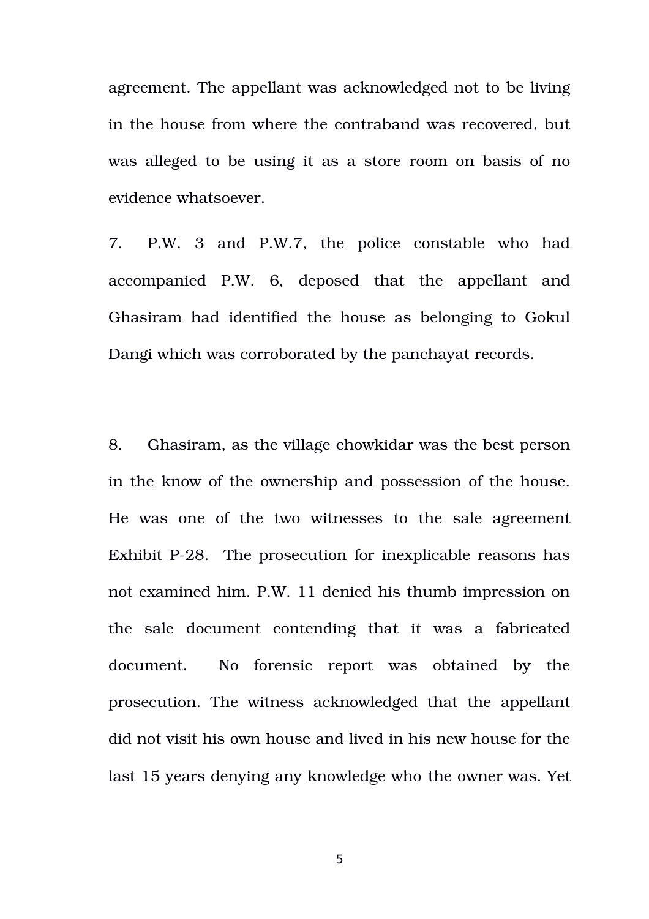agreement. The appellant was acknowledged not to be living in the house from where the contraband was recovered, but was alleged to be using it as a store room on basis of no evidence whatsoever.

7. P.W. 3 and P.W.7, the police constable who had accompanied P.W. 6, deposed that the appellant and Ghasiram had identified the house as belonging to Gokul Dangi which was corroborated by the panchayat records.

8. Ghasiram, as the village chowkidar was the best person in the know of the ownership and possession of the house. He was one of the two witnesses to the sale agreement Exhibit P-28. The prosecution for inexplicable reasons has not examined him. P.W. 11 denied his thumb impression on the sale document contending that it was a fabricated document. No forensic report was obtained by the prosecution. The witness acknowledged that the appellant did not visit his own house and lived in his new house for the last 15 years denying any knowledge who the owner was. Yet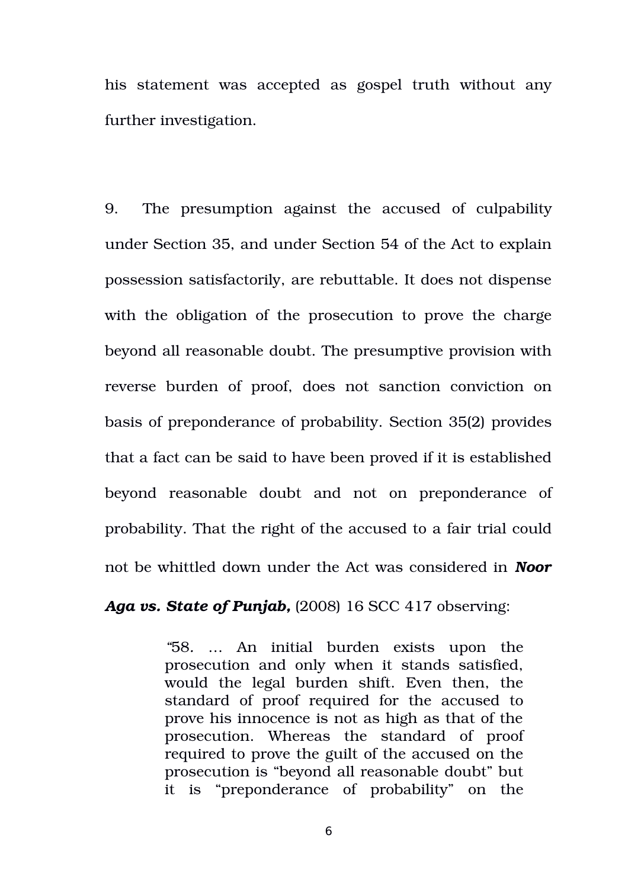his statement was accepted as gospel truth without any further investigation.

9. The presumption against the accused of culpability under Section 35, and under Section 54 of the Act to explain possession satisfactorily, are rebuttable. It does not dispense with the obligation of the prosecution to prove the charge beyond all reasonable doubt. The presumptive provision with reverse burden of proof, does not sanction conviction on basis of preponderance of probability. Section 35(2) provides that a fact can be said to have been proved if it is established beyond reasonable doubt and not on preponderance of probability. That the right of the accused to a fair trial could not be whittled down under the Act was considered in ***Noor Aga vs. State of Punjab,*** (2008) 16 SCC 417 observing:

> "58. … An initial burden exists upon the prosecution and only when it stands satisfied, would the legal burden shift. Even then, the standard of proof required for the accused to prove his innocence is not as high as that of the prosecution. Whereas the standard of proof required to prove the guilt of the accused on the prosecution is "beyond all reasonable doubt" but it is "preponderance of probability" on the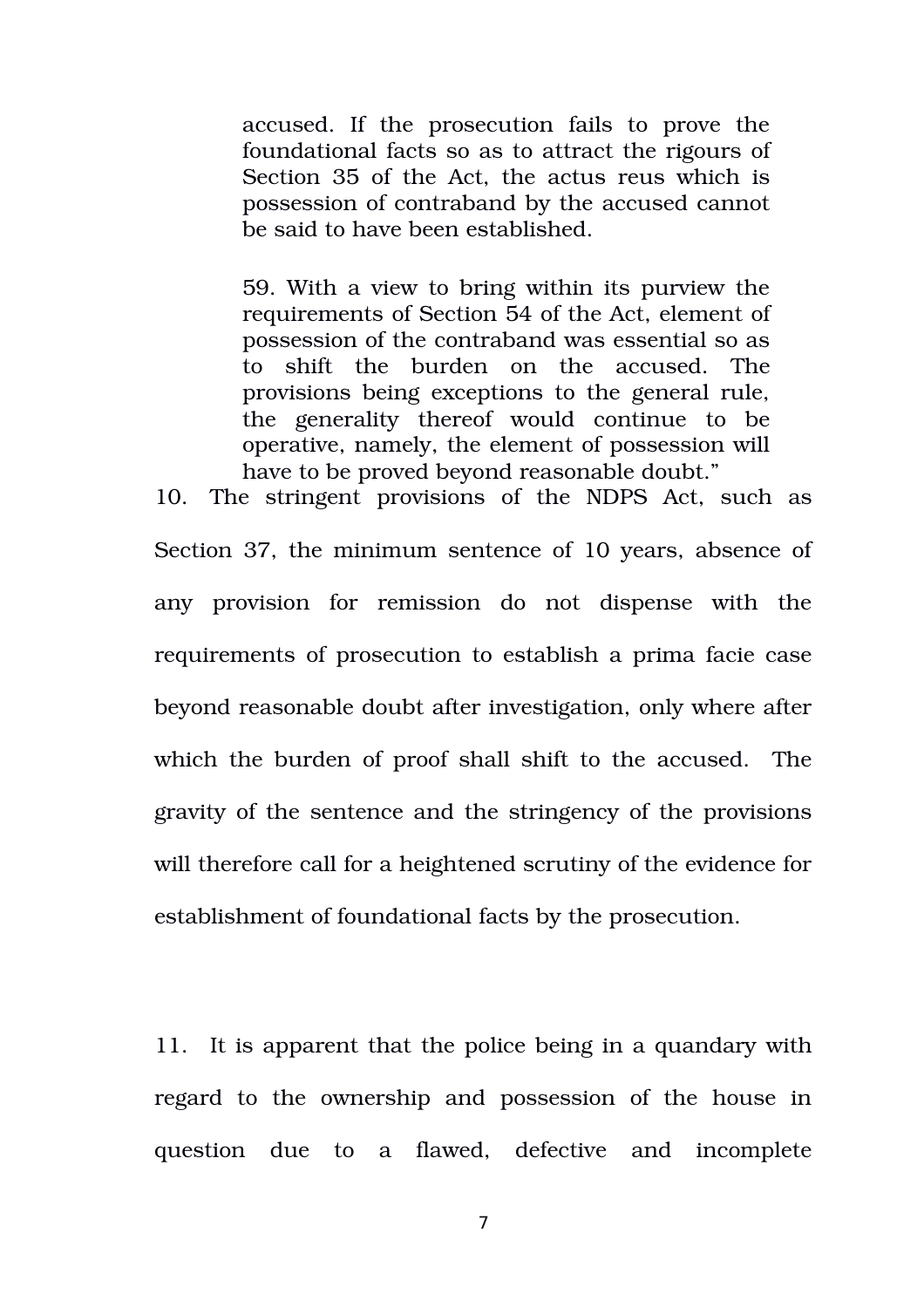> accused. If the prosecution fails to prove the foundational facts so as to attract the rigours of Section 35 of the Act, the actus reus which is possession of contraband by the accused cannot be said to have been established.
>
> 59. With a view to bring within its purview the requirements of Section 54 of the Act, element of possession of the contraband was essential so as to shift the burden on the accused. The provisions being exceptions to the general rule, the generality thereof would continue to be operative, namely, the element of possession will have to be proved beyond reasonable doubt."

10. The stringent provisions of the NDPS Act, such as Section 37, the minimum sentence of 10 years, absence of any provision for remission do not dispense with the requirements of prosecution to establish a prima facie case beyond reasonable doubt after investigation, only where after which the burden of proof shall shift to the accused. The gravity of the sentence and the stringency of the provisions will therefore call for a heightened scrutiny of the evidence for establishment of foundational facts by the prosecution.

11. It is apparent that the police being in a quandary with regard to the ownership and possession of the house in question due to a flawed, defective and incomplete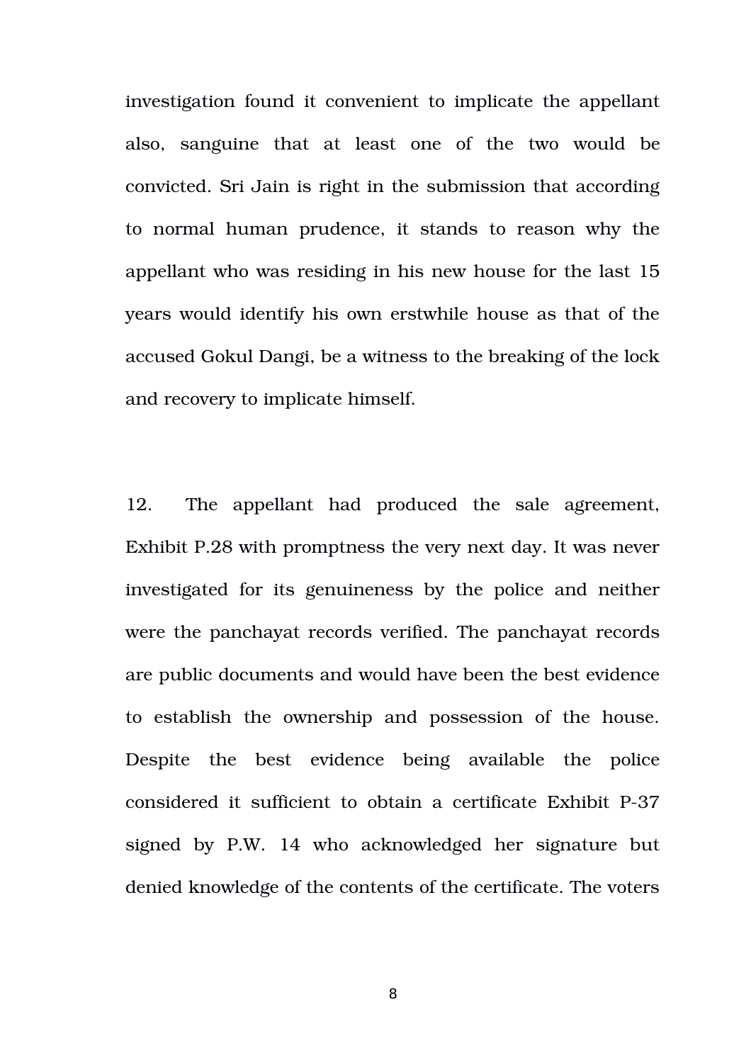investigation found it convenient to implicate the appellant also, sanguine that at least one of the two would be convicted. Sri Jain is right in the submission that according to normal human prudence, it stands to reason why the appellant who was residing in his new house for the last 15 years would identify his own erstwhile house as that of the accused Gokul Dangi, be a witness to the breaking of the lock and recovery to implicate himself.

12. The appellant had produced the sale agreement, Exhibit P.28 with promptness the very next day. It was never investigated for its genuineness by the police and neither were the panchayat records verified. The panchayat records are public documents and would have been the best evidence to establish the ownership and possession of the house. Despite the best evidence being available the police considered it sufficient to obtain a certificate Exhibit P-37 signed by P.W. 14 who acknowledged her signature but denied knowledge of the contents of the certificate. The voters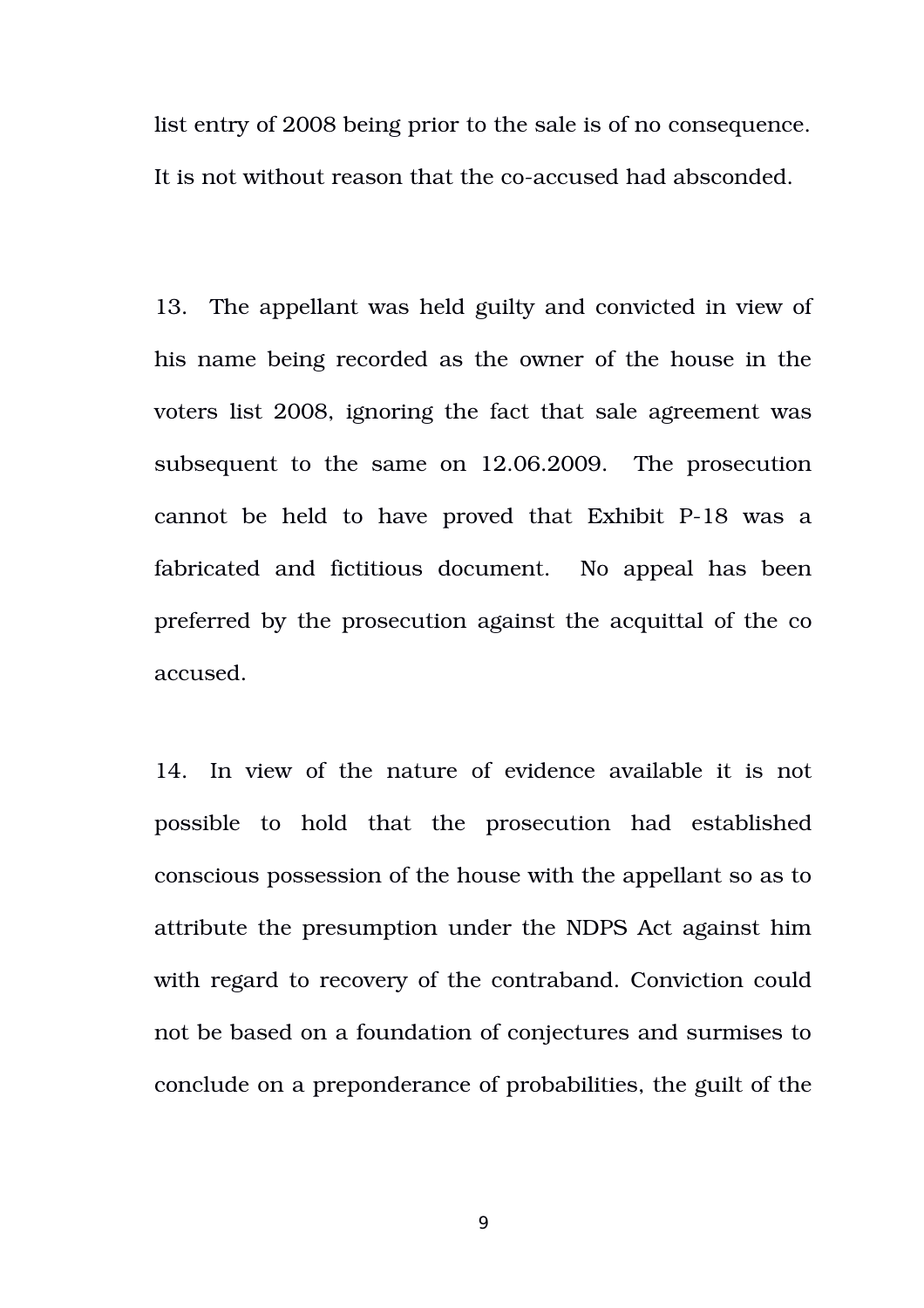list entry of 2008 being prior to the sale is of no consequence. It is not without reason that the co-accused had absconded.

13. The appellant was held guilty and convicted in view of his name being recorded as the owner of the house in the voters list 2008, ignoring the fact that sale agreement was subsequent to the same on 12.06.2009. The prosecution cannot be held to have proved that Exhibit P-18 was a fabricated and fictitious document. No appeal has been preferred by the prosecution against the acquittal of the co accused.

14. In view of the nature of evidence available it is not possible to hold that the prosecution had established conscious possession of the house with the appellant so as to attribute the presumption under the NDPS Act against him with regard to recovery of the contraband. Conviction could not be based on a foundation of conjectures and surmises to conclude on a preponderance of probabilities, the guilt of the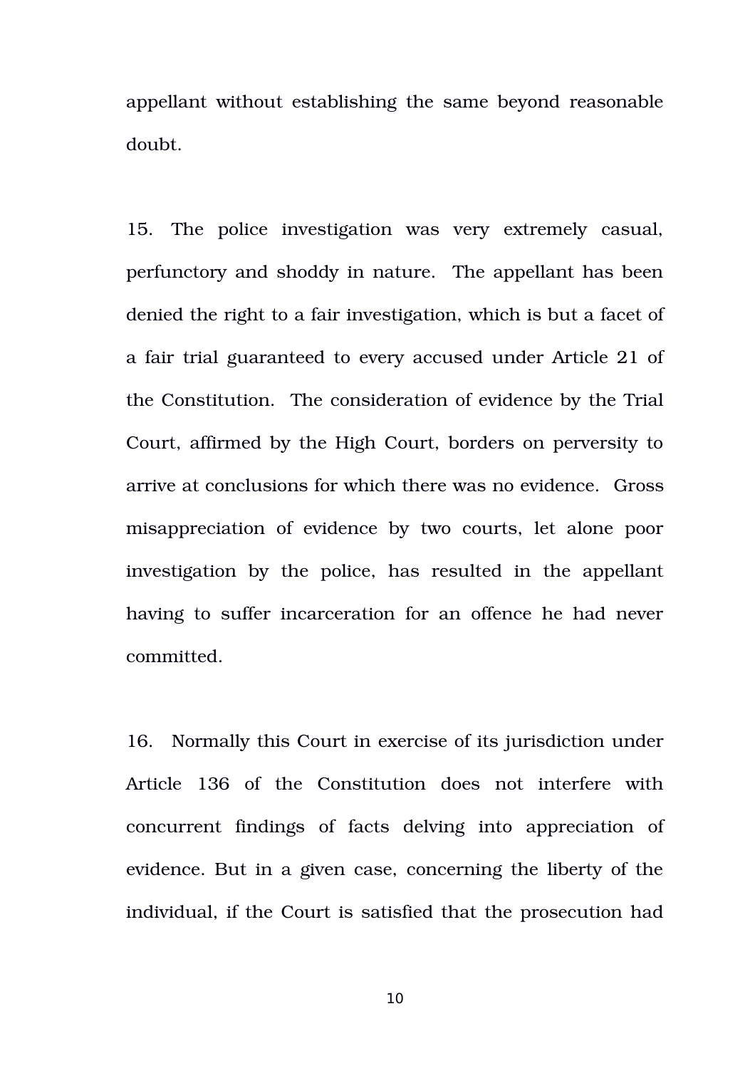appellant without establishing the same beyond reasonable doubt.

15. The police investigation was very extremely casual, perfunctory and shoddy in nature. The appellant has been denied the right to a fair investigation, which is but a facet of a fair trial guaranteed to every accused under Article 21 of the Constitution. The consideration of evidence by the Trial Court, affirmed by the High Court, borders on perversity to arrive at conclusions for which there was no evidence. Gross misappreciation of evidence by two courts, let alone poor investigation by the police, has resulted in the appellant having to suffer incarceration for an offence he had never committed.

16. Normally this Court in exercise of its jurisdiction under Article 136 of the Constitution does not interfere with concurrent findings of facts delving into appreciation of evidence. But in a given case, concerning the liberty of the individual, if the Court is satisfied that the prosecution had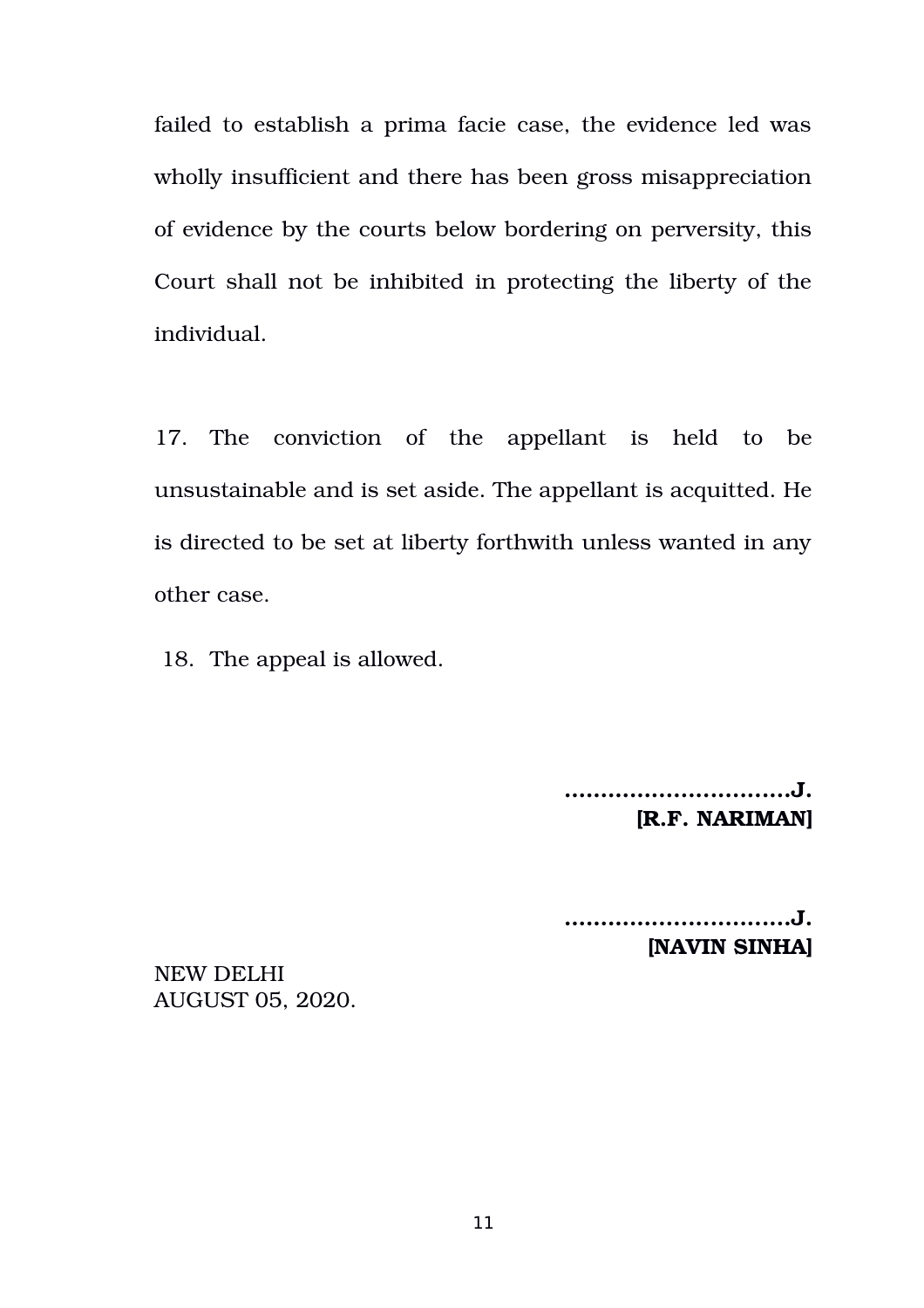failed to establish a prima facie case, the evidence led was wholly insufficient and there has been gross misappreciation of evidence by the courts below bordering on perversity, this Court shall not be inhibited in protecting the liberty of the individual.

17. The conviction of the appellant is held to be unsustainable and is set aside. The appellant is acquitted. He is directed to be set at liberty forthwith unless wanted in any other case.

18. The appeal is allowed.

**…………………………..J.**
**[R.F. NARIMAN]**

**…………………………..J.**
**[NAVIN SINHA]**

NEW DELHI
AUGUST 05, 2020.